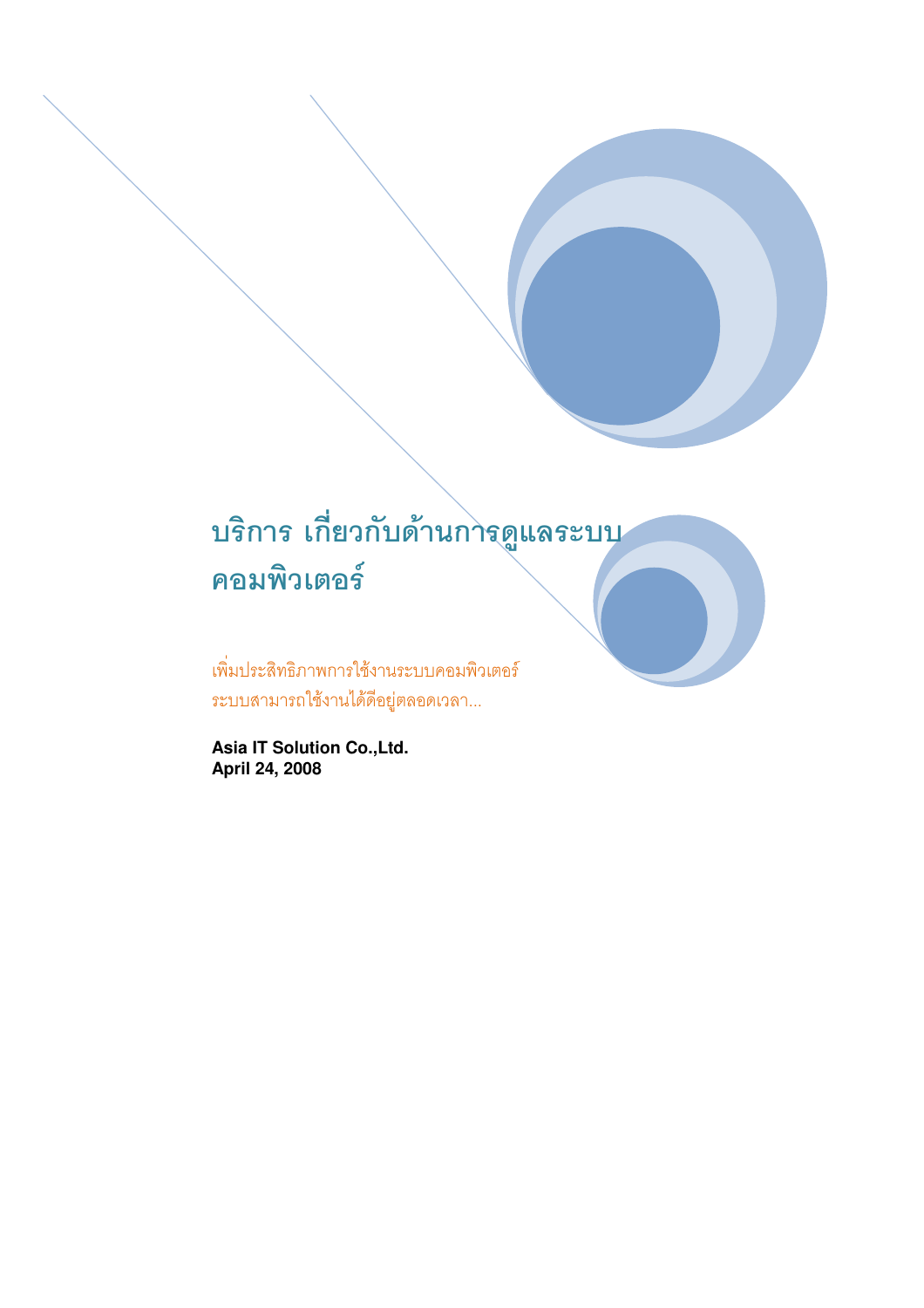# บริการ เกี่ยวกับด้านการดูแลระบบคอมพิวเตอร์

เพิ่มประสิทธิภาพการใช้งานระบบคอมพิวเตอร์
ระบบสามารถใช้งานได้ดีอยู่ตลอดเวลา...

**Asia IT Solution Co.,Ltd.**
**April 24, 2008**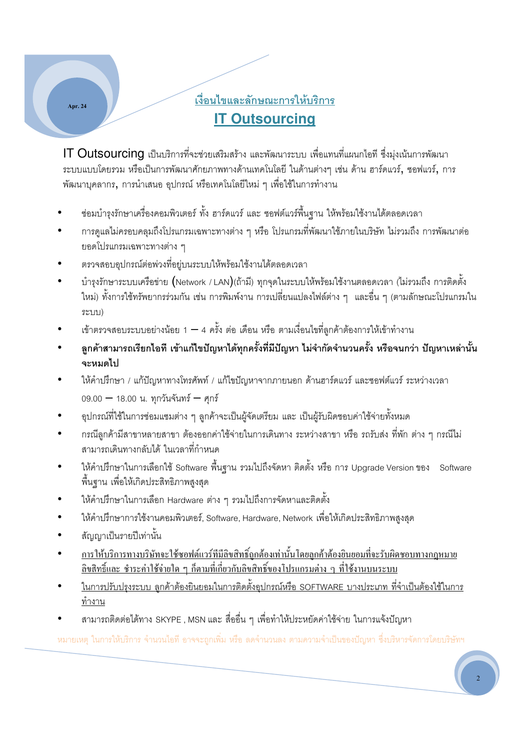# <u>เงื่อนไขและลักษณะการให้บริการ</u>

# <u>IT Outsourcing</u>

IT Outsourcing เป็นบริการที่จะช่วยเสริมสร้าง และพัฒนาระบบ เพื่อแทนที่แผนกไอที ซึ่งมุ่งเน้นการพัฒนาระบบแบบโดยรวม หรือเป็นการพัฒนาศักยภาพทางด้านเทคโนโลยี ในด้านต่างๆ เช่น ด้าน ฮาร์ดแวร์, ซอฟแวร์, การพัฒนาบุคลากร, การนำเสนอ อุปกรณ์ หรือเทคโนโลยีใหม่ ๆ เพื่อใช้ในการทำงาน

- ซ่อมบำรุงรักษาเครื่องคอมพิวเตอร์ ทั้ง ฮาร์ดแวร์ และ ซอฟต์แวร์พื้นฐาน ให้พร้อมใช้งานได้ตลอดเวลา
- การดูแลไม่ครอบคลุมถึงโปรแกรมเฉพาะทางต่าง ๆ หรือ โปรแกรมที่พัฒนาใช้ภายในบริษัท ไม่รวมถึง การพัฒนาต่อยอดโปรแกรมเฉพาะทางต่าง ๆ
- ตรวจสอบอุปกรณ์ต่อพ่วงที่อยู่บนระบบให้พร้อมใช้งานได้ตลอดเวลา
- บำรุงรักษาระบบเครือข่าย (Network / LAN)(ถ้ามี) ทุกจุดในระบบให้พร้อมใช้งานตลอดเวลา (ไม่รวมถึง การติดตั้งใหม่) ทั้งการใช้ทรัพยากรร่วมกัน เช่น การพิมพ์งาน การเปลี่ยนแปลงไฟล์ต่าง ๆ และอื่น ๆ (ตามลักษณะโปรแกรมในระบบ)
- เข้าตรวจสอบระบบอย่างน้อย 1 – 4 ครั้ง ต่อ เดือน หรือ ตามเงื่อนไขที่ลูกค้าต้องการให้เข้าทำงาน
- **ลูกค้าสามารถเรียกไอที เข้าแก้ไขปัญหาได้ทุกครั้งที่มีปัญหา ไม่จำกัดจำนวนครั้ง หรือจนกว่า ปัญหาเหล่านั้นจะหมดไป**
- ให้คำปรึกษา / แก้ปัญหาทางโทรศัพท์ / แก้ไขปัญหาจากภายนอก ด้านฮาร์ดแวร์ และซอฟต์แวร์ ระหว่างเวลา 09.00 – 18.00 น. ทุกวันจันทร์ – ศุกร์
- อุปกรณ์ที่ใช้ในการซ่อมแซมต่าง ๆ ลูกค้าจะเป็นผู้จัดเตรียม และ เป็นผู้รับผิดชอบค่าใช้จ่ายทั้งหมด
- กรณีลูกค้ามีสาขาหลายสาขา ต้องออกค่าใช้จ่ายในการเดินทาง ระหว่างสาขา หรือ รถรับส่ง ที่พัก ต่าง ๆ กรณีไม่สามารถเดินทางกลับได้ ในเวลาที่กำหนด
- ให้คำปรึกษาในการเลือกใช้ Software พื้นฐาน รวมไปถึงจัดหา ติดตั้ง หรือ การ Upgrade Version ของ Software พื้นฐาน เพื่อให้เกิดประสิทธิภาพสูงสุด
- ให้คำปรึกษาในการเลือก Hardware ต่าง ๆ รวมไปถึงการจัดหาและติดตั้ง
- ให้คำปรึกษาการใช้งานคอมพิวเตอร์, Software, Hardware, Network เพื่อให้เกิดประสิทธิภาพสูงสุด
- สัญญาเป็นรายปีเท่านั้น
- <u>การให้บริการทางบริษัทจะใช้ซอฟต์แวร์ที่มีลิขสิทธิ์ถูกต้องเท่านั้นโดยลูกค้าต้องยินยอมที่จะรับผิดชอบทางกฎหมายลิขสิทธิ์และ ชำระค่าใช้จ่ายใด ๆ ก็ตามที่เกี่ยวกับลิขสิทธิ์ของโปรแกรมต่าง ๆ ที่ใช้งานบนระบบ</u>
- <u>ในการปรับปรุงระบบ ลูกค้าต้องยินยอมในการติดตั้งอุปกรณ์หรือ SOFTWARE บางประเภท ที่จำเป็นต้องใช้ในการทำงาน</u>
- สามารถติดต่อได้ทาง SKYPE , MSN และ สื่ออื่น ๆ เพื่อทำให้ประหยัดค่าใช้จ่าย ในการแจ้งปัญหา

หมายเหตุ ในการให้บริการ จำนวนไอที อาจจะถูกเพิ่ม หรือ ลดจำนวนลง ตามความจำเป็นของปัญหา ซึ่งบริหารจัดการโดยบริษัทฯ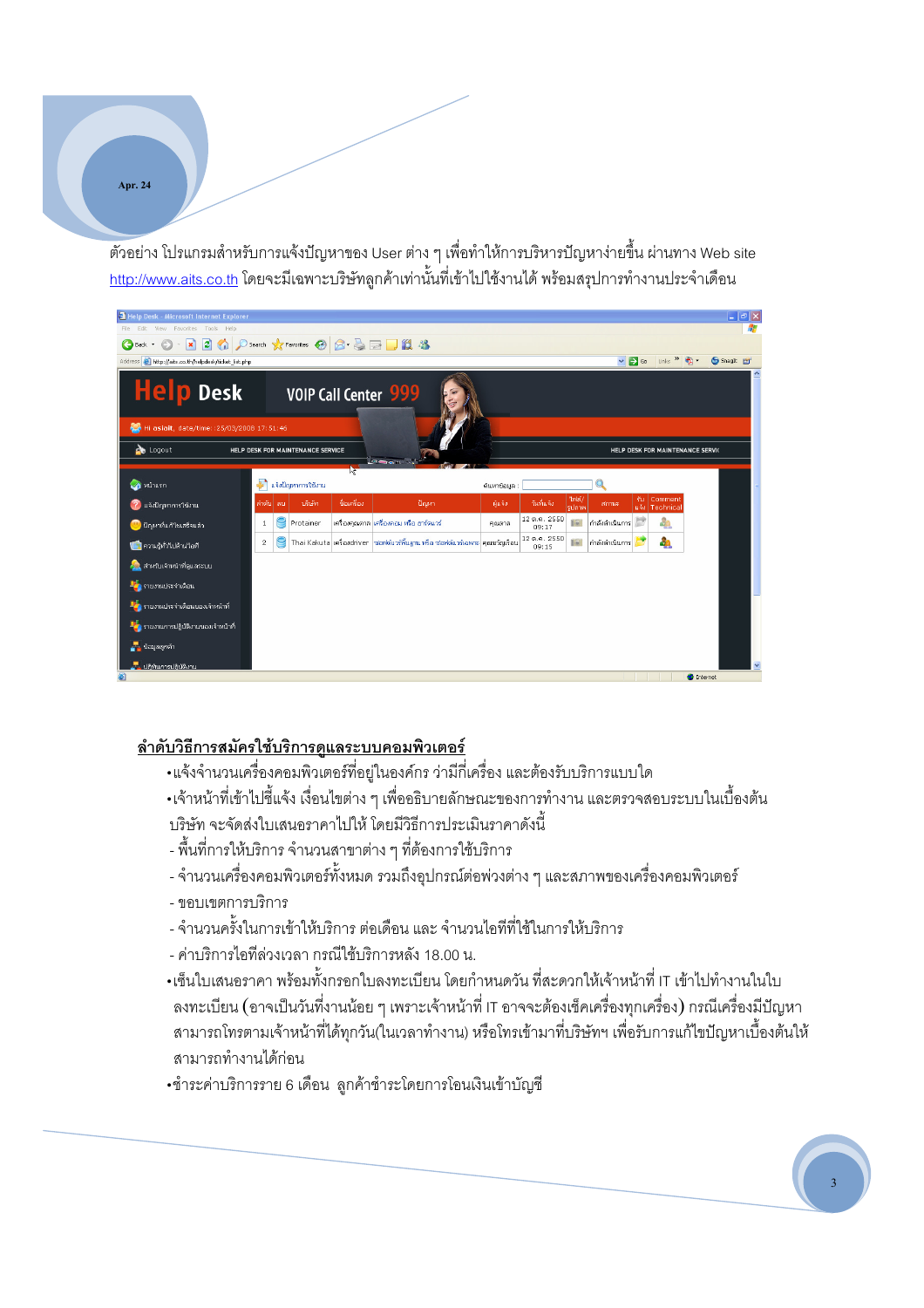ตัวอย่าง โปรแกรมสำหรับการแจ้งปัญหาของ User ต่าง ๆ เพื่อทำให้การบริหารปัญหาง่ายขึ้น ผ่านทาง Web site http://www.aits.co.th โดยจะมีเฉพาะบริษัทลูกค้าเท่านั้นที่เข้าไปใช้งานได้ พร้อมสรุปการทำงานประจำเดือน

## ลำดับวิธีการสมัครใช้บริการดูแลระบบคอมพิวเตอร์

- แจ้งจำนวนเครื่องคอมพิวเตอร์ที่อยู่ในองค์กร ว่ามีกี่เครื่อง และต้องรับบริการแบบใด
- เจ้าหน้าที่เข้าไปชี้แจ้ง เงื่อนไขต่าง ๆ เพื่ออธิบายลักษณะของการทำงาน และตรวจสอบระบบในเบื้องต้น บริษัท จะจัดส่งใบเสนอราคาไปให้ โดยมีวิธีการประเมินราคาดังนี้
  - พื้นที่การให้บริการ จำนวนสาขาต่าง ๆ ที่ต้องการใช้บริการ
  - จำนวนเครื่องคอมพิวเตอร์ทั้งหมด รวมถึงอุปกรณ์ต่อพ่วงต่าง ๆ และสภาพของเครื่องคอมพิวเตอร์
  - ขอบเขตการบริการ
  - จำนวนครั้งในการเข้าให้บริการ ต่อเดือน และ จำนวนไอทีที่ใช้ในการให้บริการ
  - ค่าบริการไอทีล่วงเวลา กรณีใช้บริการหลัง 18.00 น.
- เซ็นใบเสนอราคา พร้อมทั้งกรอกใบลงทะเบียน โดยกำหนดวัน ที่สะดวกให้เจ้าหน้าที่ IT เข้าไปทำงานในใบลงทะเบียน (อาจเป็นวันที่งานน้อย ๆ เพราะเจ้าหน้าที่ IT อาจจะต้องเช็คเครื่องทุกเครื่อง) กรณีเครื่องมีปัญหา สามารถโทรตามเจ้าหน้าที่ได้ทุกวัน(ในเวลาทำงาน) หรือโทรเข้ามาที่บริษัทฯ เพื่อรับการแก้ไขปัญหาเบื้องต้นให้สามารถทำงานได้ก่อน
- ชำระค่าบริการราย 6 เดือน ลูกค้าชำระโดยการโอนเงินเข้าบัญชี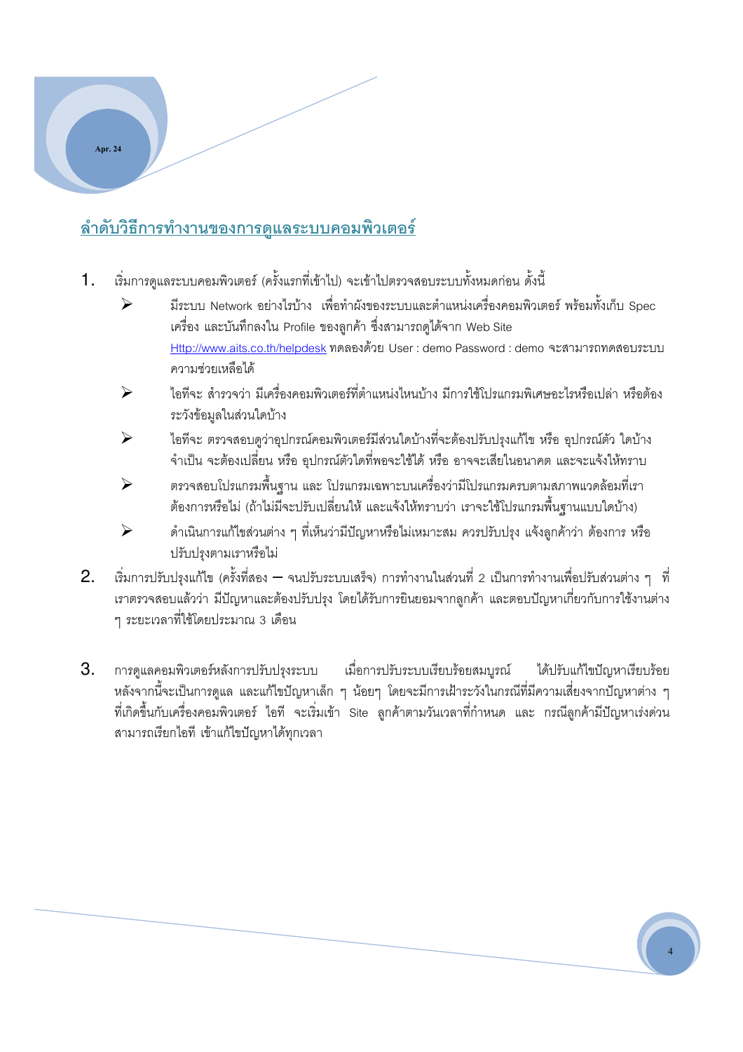## ลำดับวิธีการทำงานของการดูแลระบบคอมพิวเตอร์

1. เริ่มการดูแลระบบคอมพิวเตอร์ (ครั้งแรกที่เข้าไป) จะเข้าไปตรวจสอบระบบทั้งหมดก่อน ดังนี้
   - มีระบบ Network อย่างไรบ้าง เพื่อทำผังของระบบและตำแหน่งเครื่องคอมพิวเตอร์ พร้อมทั้งเก็บ Spec เครื่อง และบันทึกลงใน Profile ของลูกค้า ซึ่งสามารถดูได้จาก Web Site Http://www.aits.co.th/helpdesk ทดลองด้วย User : demo Password : demo จะสามารถทดสอบระบบความช่วยเหลือได้
   - ไอทีจะ สำรวจว่า มีเครื่องคอมพิวเตอร์ที่ตำแหน่งไหนบ้าง มีการใช้โปรแกรมพิเศษอะไรหรือเปล่า หรือต้องระวังข้อมูลในส่วนใดบ้าง
   - ไอทีจะ ตรวจสอบดูว่าอุปกรณ์คอมพิวเตอร์มีส่วนใดบ้างที่จะต้องปรับปรุงแก้ไข หรือ อุปกรณ์ตัว ใดบ้างจำเป็น จะต้องเปลี่ยน หรือ อุปกรณ์ตัวใดที่พอจะใช้ได้ หรือ อาจจะเสียในอนาคต และจะแจ้งให้ทราบ
   - ตรวจสอบโปรแกรมพื้นฐาน และ โปรแกรมเฉพาะบนเครื่องว่ามีโปรแกรมครบตามสภาพแวดล้อมที่เราต้องการหรือไม่ (ถ้าไม่มีจะปรับเปลี่ยนให้ และแจ้งให้ทราบว่า เราจะใช้โปรแกรมพื้นฐานแบบใดบ้าง)
   - ดำเนินการแก้ไขส่วนต่าง ๆ ที่เห็นว่ามีปัญหาหรือไม่เหมาะสม ควรปรับปรุง แจ้งลูกค้าว่า ต้องการ หรือ ปรับปรุงตามเราหรือไม่
2. เริ่มการปรับปรุงแก้ไข (ครั้งที่สอง – จนปรับระบบเสร็จ) การทำงานในส่วนที่ 2 เป็นการทำงานเพื่อปรับส่วนต่าง ๆ ที่เราตรวจสอบแล้วว่า มีปัญหาและต้องปรับปรุง โดยได้รับการยินยอมจากลูกค้า และตอบปัญหาเกี่ยวกับการใช้งานต่าง ๆ ระยะเวลาที่ใช้โดยประมาณ 3 เดือน

3. การดูแลคอมพิวเตอร์หลังการปรับปรุงระบบ เมื่อการปรับระบบเรียบร้อยสมบูรณ์ ได้ปรับแก้ไขปัญหาเรียบร้อย หลังจากนี้จะเป็นการดูแล และแก้ไขปัญหาเล็ก ๆ น้อยๆ โดยจะมีการเฝ้าระวังในกรณีที่มีความเสี่ยงจากปัญหาต่าง ๆ ที่เกิดขึ้นกับเครื่องคอมพิวเตอร์ ไอที จะเริ่มเข้า Site ลูกค้าตามวันเวลาที่กำหนด และ กรณีลูกค้ามีปัญหาเร่งด่วน สามารถเรียกไอที เข้าแก้ไขปัญหาได้ทุกเวลา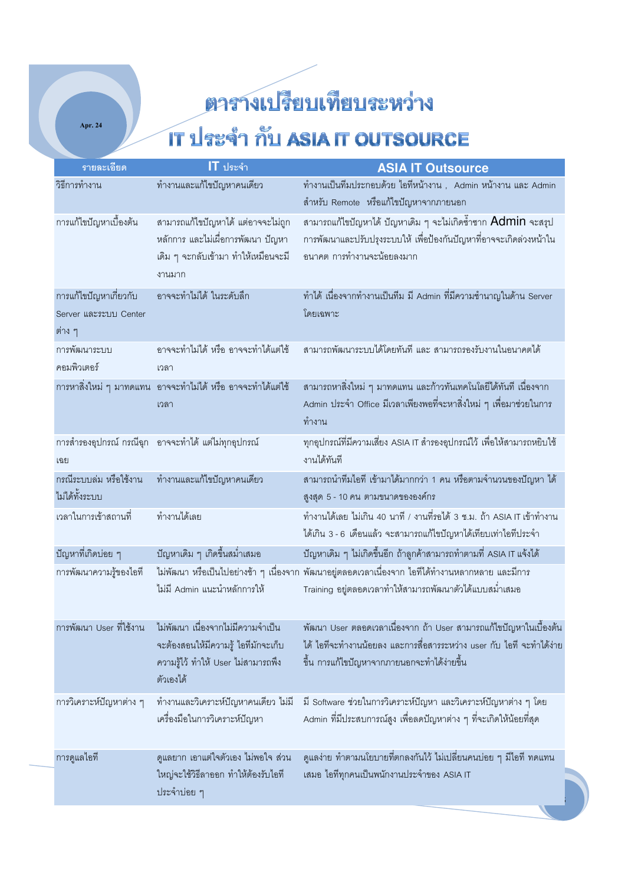# ตารางเปรียบเทียบระหว่าง IT ประจำ กับ ASIA IT OUTSOURCE

| รายละเอียด | IT ประจำ | ASIA IT Outsource |
|---|---|---|
| วิธีการทำงาน | ทำงานและแก้ไขปัญหาคนเดียว | ทำงานเป็นทีมประกอบด้วย ไอทีหน้างาน , Admin หน้างาน และ Admin สำหรับ Remote หรือแก้ไขปัญหาจากภายนอก |
| การแก้ไขปัญหาเบื้องต้น | สามารถแก้ไขปัญหาได้ แต่อาจจะไม่ถูกหลักการ และไม่เผื่อการพัฒนา ปัญหาเดิม ๆ จะกลับเข้ามา ทำให้เหมือนจะมีงานมาก | สามารถแก้ไขปัญหาได้ ปัญหาเดิม ๆ จะไม่เกิดซ้ำซาก Admin จะสรุปการพัฒนาและปรับปรุงระบบให้ เพื่อป้องกันปัญหาที่อาจจะเกิดล่วงหน้าในอนาคต การทำงานจะน้อยลงมาก |
| การแก้ไขปัญหาเกี่ยวกับ Server และระบบ Center ต่าง ๆ | อาจจะทำไม่ได้ ในระดับลึก | ทำได้ เนื่องจากทำงานเป็นทีม มี Admin ที่มีความชำนาญในด้าน Server โดยเฉพาะ |
| การพัฒนาระบบคอมพิวเตอร์ | อาจจะทำไม่ได้ หรือ อาจจะทำได้แต่ใช้เวลา | สามารถพัฒนาระบบได้โดยทันที และ สามารถรองรับงานในอนาคตได้ |
| การหาสิ่งใหม่ ๆ มาทดแทน | อาจจะทำไม่ได้ หรือ อาจจะทำได้แต่ใช้เวลา | สามารถหาสิ่งใหม่ ๆ มาทดแทน และก้าวทันเทคโนโลยีได้ทันที เนื่องจาก Admin ประจำ Office มีเวลาเพียงพอที่จะหาสิ่งใหม่ ๆ เพื่อมาช่วยในการทำงาน |
| การสำรองอุปกรณ์ กรณีฉุกเฉิน | อาจจะทำได้ แต่ไม่ทุกอุปกรณ์ | ทุกอุปกรณ์ที่มีความเสี่ยง ASIA IT สำรองอุปกรณ์ไว้ เพื่อให้สามารถหยิบใช้งานได้ทันที |
| กรณีระบบล่ม หรือใช้งานไม่ได้ทั้งระบบ | ทำงานและแก้ไขปัญหาคนเดียว | สามารถนำทีมไอที เข้ามาได้มากกว่า 1 คน หรือตามจำนวนของปัญหา ได้สูงสุด 5 - 10 คน ตามขนาดขององค์กร |
| เวลาในการเข้าสถานที่ | ทำงานได้เลย | ทำงานได้เลย ไม่เกิน 40 นาที / งานที่รอได้ 3 ช.ม. ถ้า ASIA IT เข้าทำงานได้เกิน 3 - 6 เดือนแล้ว จะสามารถแก้ไขปัญหาได้เทียบเท่าไอทีประจำ |
| ปัญหาที่เกิดบ่อย ๆ | ปัญหาเดิม ๆ เกิดขึ้นสม่ำเสมอ | ปัญหาเดิม ๆ ไม่เกิดขึ้นอีก ถ้าลูกค้าสามารถทำตามที่ ASIA IT แจ้งได้ |
| การพัฒนาความรู้ของไอที | ไม่พัฒนา หรือเป็นไปอย่างช้า ๆ เนื่องจากไม่มี Admin แนะนำหลักการให้ | พัฒนาอยู่ตลอดเวลาเนื่องจาก ไอทีได้ทำงานหลากหลาย และมีการ Training อยู่ตลอดเวลาทำให้สามารถพัฒนาตัวได้แบบสม่ำเสมอ |
| การพัฒนา User ที่ใช้งาน | ไม่พัฒนา เนื่องจากไม่มีความจำเป็นจะต้องสอนให้มีความรู้ ไอทีมักจะเก็บความรู้ไว้ ทำให้ User ไม่สามารถพึงตัวเองได้ | พัฒนา User ตลอดเวลาเนื่องจาก ถ้า User สามารถแก้ไขปัญหาในเบื้องต้นได้ ไอทีจะทำงานน้อยลง และการสื่อสารระหว่าง user กับ ไอที จะทำได้ง่ายขึ้น การแก้ไขปัญหาจากภายนอกจะทำได้ง่ายขึ้น |
| การวิเคราะห์ปัญหาต่าง ๆ | ทำงานและวิเคราะห์ปัญหาคนเดียว ไม่มีเครื่องมือในการวิเคราะห์ปัญหา | มี Software ช่วยในการวิเคราะห์ปัญหา และวิเคราะห์ปัญหาต่าง ๆ โดย Admin ที่มีประสบการณ์สูง เพื่อลดปัญหาต่าง ๆ ที่จะเกิดให้น้อยที่สุด |
| การดูแลไอที | ดูแลยาก เอาแต่ใจตัวเอง ไม่พอใจ ส่วนใหญ่จะใช้วิธีลาออก ทำให้ต้องรับไอทีประจำบ่อย ๆ | ดูแลง่าย ทำตามนโยบายที่ตกลงกันไว้ ไม่เปลี่ยนคนบ่อย ๆ มีไอที ทดแทนเสมอ ไอทีทุกคนเป็นพนักงานประจำของ ASIA IT |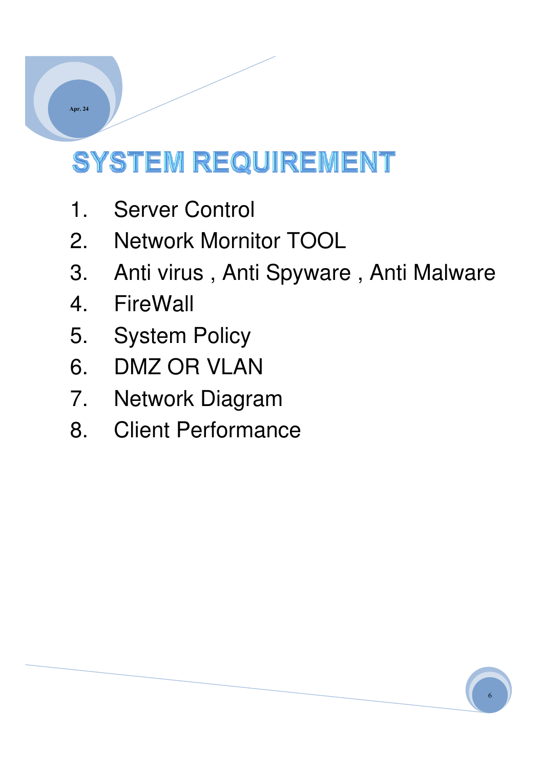# SYSTEM REQUIREMENT

1. Server Control
2. Network Mornitor TOOL
3. Anti virus , Anti Spyware , Anti Malware
4. FireWall
5. System Policy
6. DMZ OR VLAN
7. Network Diagram
8. Client Performance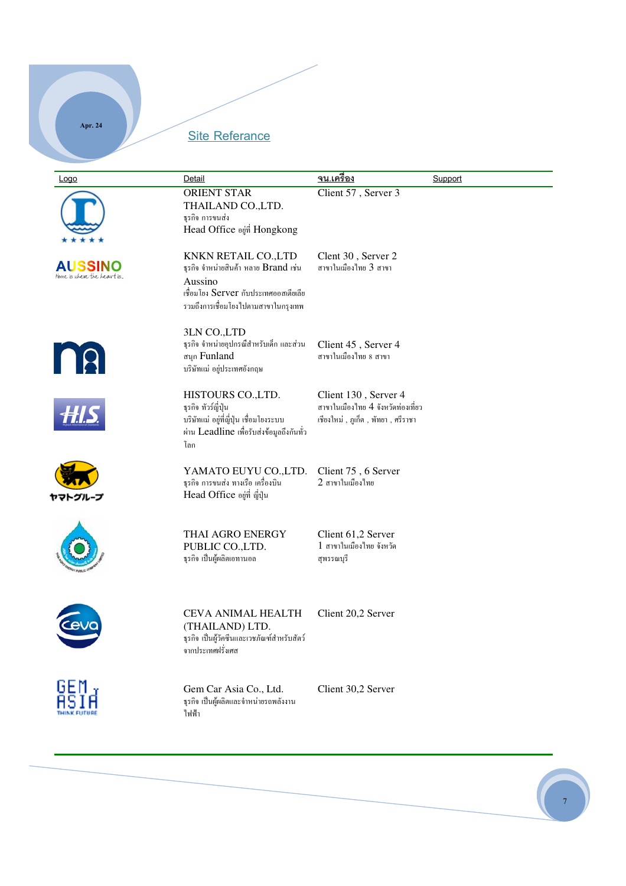## Site Referance

| Logo | Detail | จน.เครื่อง | Support |
|---|---|---|---|
| | ORIENT STAR THAILAND CO.,LTD. ธุรกิจ การขนส่ง Head Office อยู่ที่ Hongkong | Client 57 , Server 3 | |
| AUSSINO Home is where the heart is. | KNKN RETAIL CO.,LTD ธุรกิจ จำหน่ายสินค้า หลาย Brand เช่น Aussino เชื่อมโยง Server กับประเทศออสเตเลีย รวมถึงการเชื่อมโยงไปตามสาขาในกรุงเทพ | Clent 30 , Server 2 สาขาในเมืองไทย 3 สาขา | |
| | 3LN CO.,LTD ธุรกิจ จำหน่ายอุปกรณ์สำหรับเด็ก และส่วนสนุก Funland บริษัทแม่ อยู่ประเทศอังกฤษ | Client 45 , Server 4 สาขาในเมืองไทย 8 สาขา | |
| H.I.S. | HISTOURS CO.,LTD. ธุรกิจ ทัวร์ญี่ปุ่น บริษัทแม่ อยู่ที่ญี่ปุ่น เชื่อมโยงระบบผ่าน Leadline เพื่อรับส่งข้อมูลถึงกันทั่วโลก | Client 130 , Server 4 สาขาในเมืองไทย 4 จังหวัดท่องเที่ยว เชียงใหม่ , ภูเก็ต , พัทยา , ศรีราชา | |
| ヤマトグループ | YAMATO EUYU CO.,LTD. ธุรกิจ การขนส่ง ทางเรือ เครื่องบิน Head Office อยู่ที่ ญี่ปุ่น | Client 75 , 6 Server 2 สาขาในเมืองไทย | |
| | THAI AGRO ENERGY PUBLIC CO.,LTD. ธุรกิจ เป็นผู้ผลิตเอทานอล | Client 61,2 Server 1 สาขาในเมืองไทย จังหวัดสุพรรณบุรี | |
| Ceva | CEVA ANIMAL HEALTH (THAILAND) LTD. ธุรกิจ เป็นผู้วัคซีนและเวชภัณฑ์สำหรับสัตว์จากประเทศฝรั่งเศส | Client 20,2 Server | |
| GEM ASIA THINK FUTURE | Gem Car Asia Co., Ltd. ธุรกิจ เป็นผู้ผลิตและจำหน่ายรถพลังงานไฟฟ้า | Client 30,2 Server | |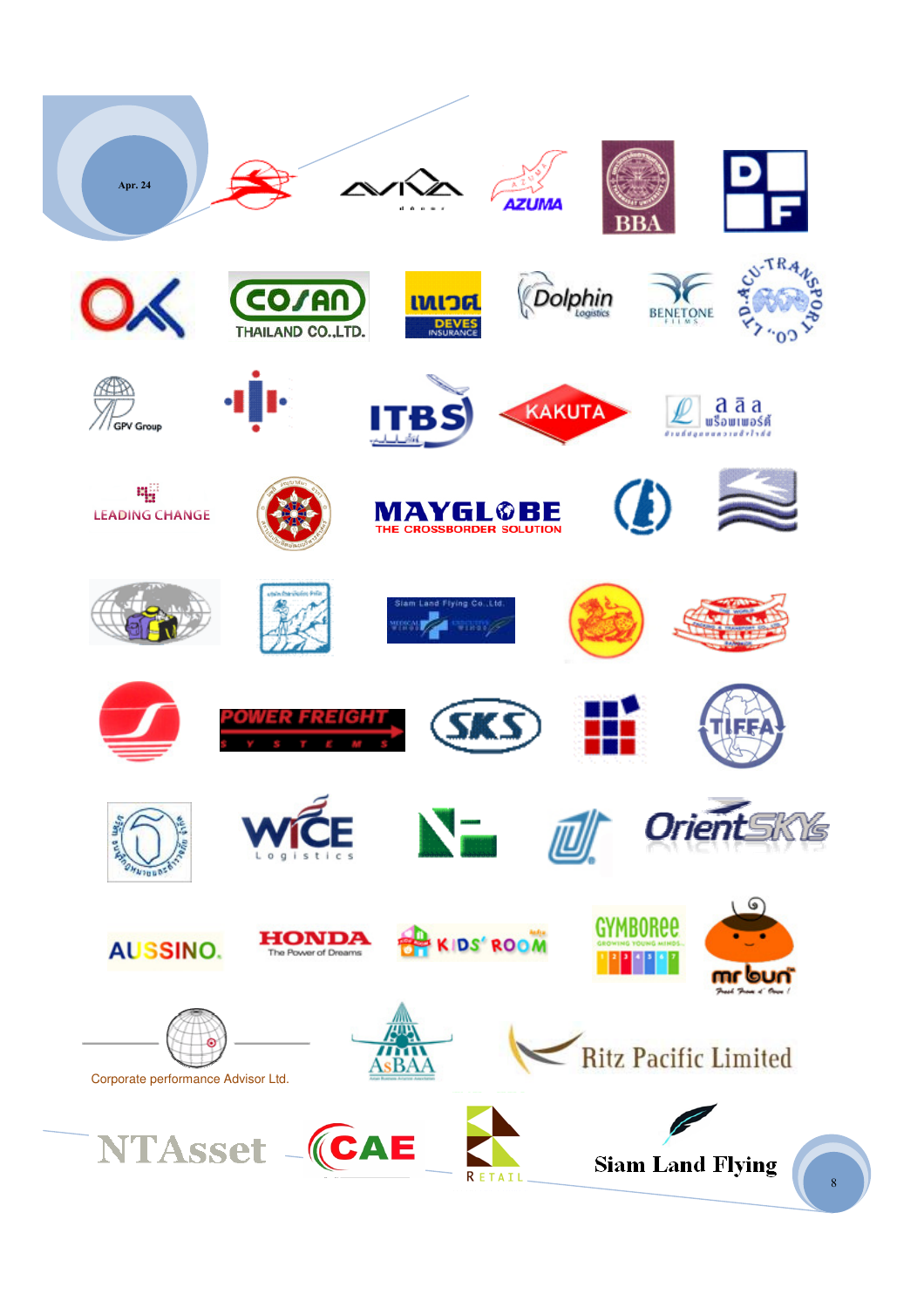AZUMA

BBA

COSAN THAILAND CO.,LTD.

DEVES INSURANCE

Dolphin Logistics

BENETONE FILMS

ACU-TRANSPORT CO., LTD.

GPV Group

ITBS

KAKUTA

LEADING CHANGE

MAYGLOBE THE CROSSBORDER SOLUTION

Siam Land Flying Co.,Ltd.

POWER FREIGHT SYSTEMS

SKS

TIFFA

WICE Logistics

OrientSKYs

AUSSINO.

HONDA The Power of Dreams

KIDS' ROOM

GYMBOREE GROWING YOUNG MINDS

mr bun

Corporate performance Advisor Ltd.

AsBAA

Ritz Pacific Limited

NTAsset

CAE

RETAIL

Siam Land Flying